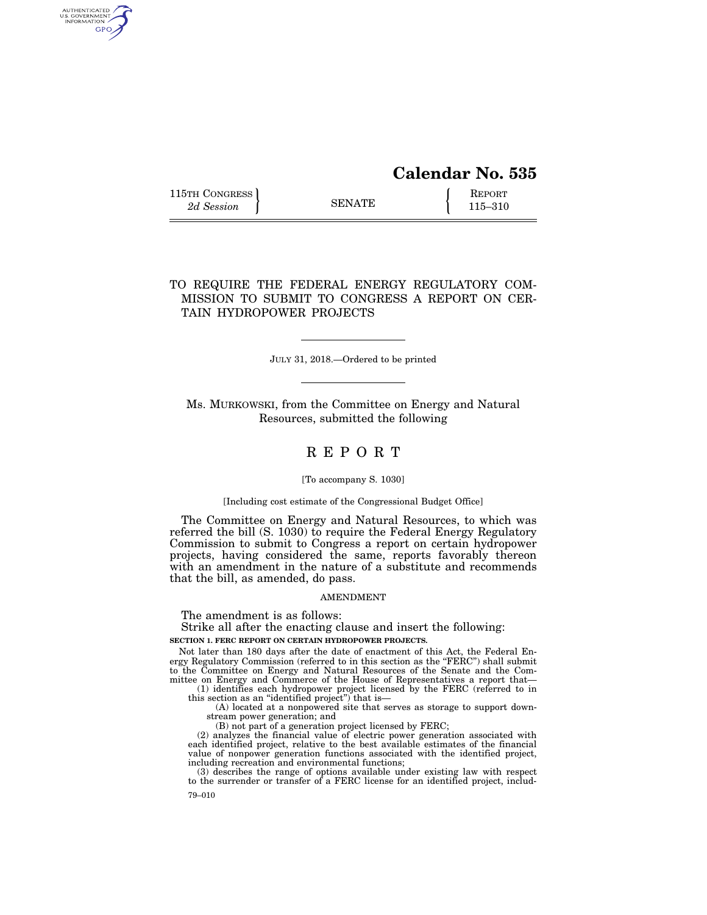# Calendar No. 535

115TH CONGRESS
*2d Session*

SENATE

REPORT
115–310

## TO REQUIRE THE FEDERAL ENERGY REGULATORY COMMISSION TO SUBMIT TO CONGRESS A REPORT ON CERTAIN HYDROPOWER PROJECTS

JULY 31, 2018.—Ordered to be printed

Ms. MURKOWSKI, from the Committee on Energy and Natural Resources, submitted the following

# REPORT

[To accompany S. 1030]

[Including cost estimate of the Congressional Budget Office]

The Committee on Energy and Natural Resources, to which was referred the bill (S. 1030) to require the Federal Energy Regulatory Commission to submit to Congress a report on certain hydropower projects, having considered the same, reports favorably thereon with an amendment in the nature of a substitute and recommends that the bill, as amended, do pass.

AMENDMENT

The amendment is as follows:

Strike all after the enacting clause and insert the following:

**SECTION 1. FERC REPORT ON CERTAIN HYDROPOWER PROJECTS.**

Not later than 180 days after the date of enactment of this Act, the Federal Energy Regulatory Commission (referred to in this section as the "FERC") shall submit to the Committee on Energy and Natural Resources of the Senate and the Committee on Energy and Commerce of the House of Representatives a report that—

(1) identifies each hydropower project licensed by the FERC (referred to in this section as an "identified project") that is—

(A) located at a nonpowered site that serves as storage to support downstream power generation; and

(B) not part of a generation project licensed by FERC;

(2) analyzes the financial value of electric power generation associated with each identified project, relative to the best available estimates of the financial value of nonpower generation functions associated with the identified project, including recreation and environmental functions;

(3) describes the range of options available under existing law with respect to the surrender or transfer of a FERC license for an identified project, includ-

79–010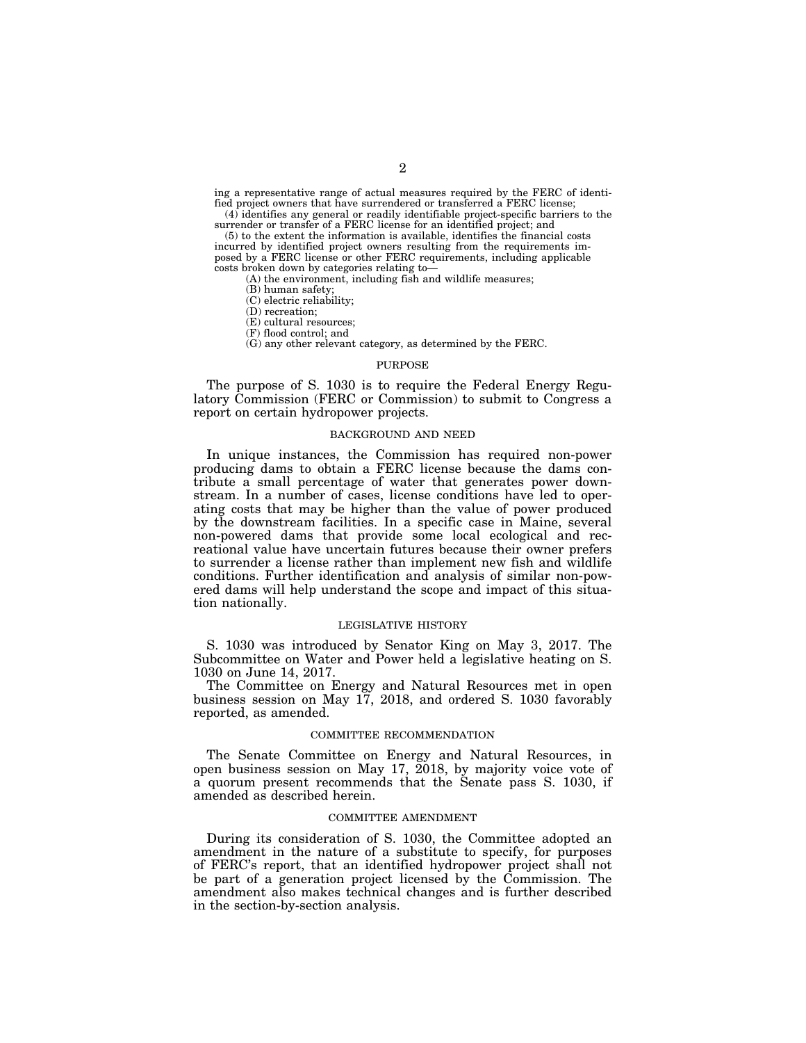ing a representative range of actual measures required by the FERC of identified project owners that have surrendered or transferred a FERC license;

(4) identifies any general or readily identifiable project-specific barriers to the surrender or transfer of a FERC license for an identified project; and

(5) to the extent the information is available, identifies the financial costs incurred by identified project owners resulting from the requirements imposed by a FERC license or other FERC requirements, including applicable costs broken down by categories relating to—

(A) the environment, including fish and wildlife measures;

(B) human safety;

(C) electric reliability;

(D) recreation;

(E) cultural resources;

(F) flood control; and

(G) any other relevant category, as determined by the FERC.

## PURPOSE

The purpose of S. 1030 is to require the Federal Energy Regulatory Commission (FERC or Commission) to submit to Congress a report on certain hydropower projects.

## BACKGROUND AND NEED

In unique instances, the Commission has required non-power producing dams to obtain a FERC license because the dams contribute a small percentage of water that generates power downstream. In a number of cases, license conditions have led to operating costs that may be higher than the value of power produced by the downstream facilities. In a specific case in Maine, several non-powered dams that provide some local ecological and recreational value have uncertain futures because their owner prefers to surrender a license rather than implement new fish and wildlife conditions. Further identification and analysis of similar non-powered dams will help understand the scope and impact of this situation nationally.

## LEGISLATIVE HISTORY

S. 1030 was introduced by Senator King on May 3, 2017. The Subcommittee on Water and Power held a legislative heating on S. 1030 on June 14, 2017.

The Committee on Energy and Natural Resources met in open business session on May 17, 2018, and ordered S. 1030 favorably reported, as amended.

## COMMITTEE RECOMMENDATION

The Senate Committee on Energy and Natural Resources, in open business session on May 17, 2018, by majority voice vote of a quorum present recommends that the Senate pass S. 1030, if amended as described herein.

## COMMITTEE AMENDMENT

During its consideration of S. 1030, the Committee adopted an amendment in the nature of a substitute to specify, for purposes of FERC's report, that an identified hydropower project shall not be part of a generation project licensed by the Commission. The amendment also makes technical changes and is further described in the section-by-section analysis.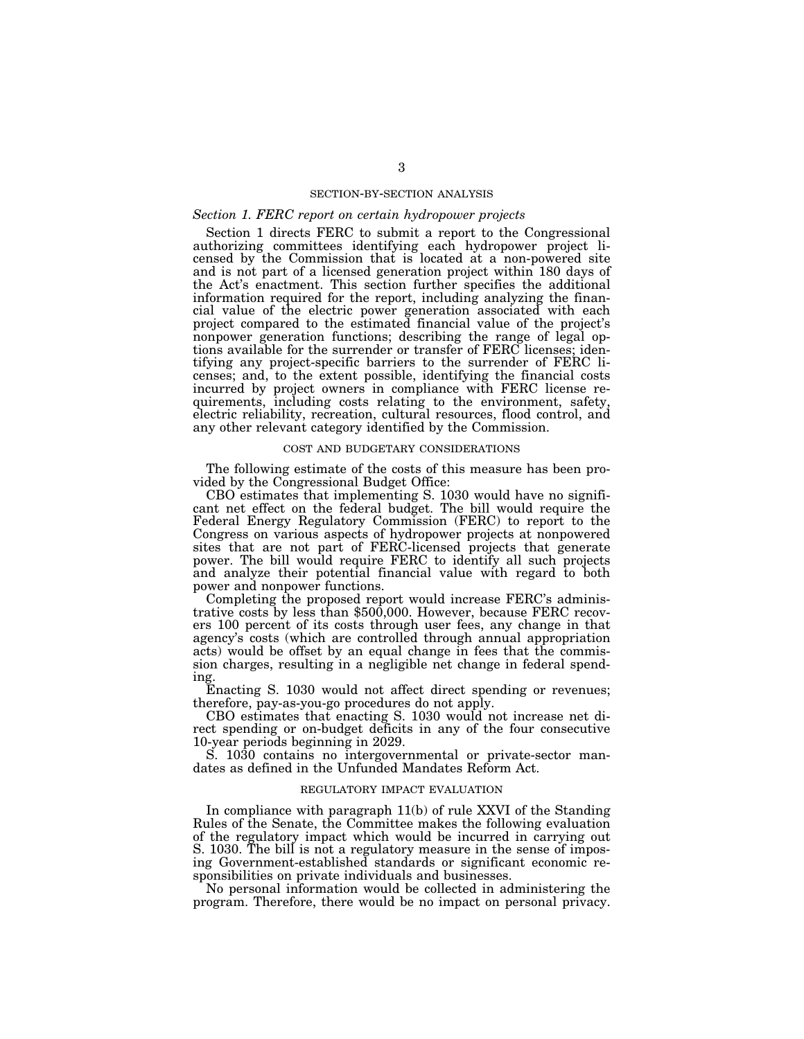## SECTION-BY-SECTION ANALYSIS

### *Section 1. FERC report on certain hydropower projects*

Section 1 directs FERC to submit a report to the Congressional authorizing committees identifying each hydropower project licensed by the Commission that is located at a non-powered site and is not part of a licensed generation project within 180 days of the Act's enactment. This section further specifies the additional information required for the report, including analyzing the financial value of the electric power generation associated with each project compared to the estimated financial value of the project's nonpower generation functions; describing the range of legal options available for the surrender or transfer of FERC licenses; identifying any project-specific barriers to the surrender of FERC licenses; and, to the extent possible, identifying the financial costs incurred by project owners in compliance with FERC license requirements, including costs relating to the environment, safety, electric reliability, recreation, cultural resources, flood control, and any other relevant category identified by the Commission.

## COST AND BUDGETARY CONSIDERATIONS

The following estimate of the costs of this measure has been provided by the Congressional Budget Office:

CBO estimates that implementing S. 1030 would have no significant net effect on the federal budget. The bill would require the Federal Energy Regulatory Commission (FERC) to report to the Congress on various aspects of hydropower projects at nonpowered sites that are not part of FERC-licensed projects that generate power. The bill would require FERC to identify all such projects and analyze their potential financial value with regard to both power and nonpower functions.

Completing the proposed report would increase FERC's administrative costs by less than $500,000. However, because FERC recovers 100 percent of its costs through user fees, any change in that agency's costs (which are controlled through annual appropriation acts) would be offset by an equal change in fees that the commission charges, resulting in a negligible net change in federal spending.

Enacting S. 1030 would not affect direct spending or revenues; therefore, pay-as-you-go procedures do not apply.

CBO estimates that enacting S. 1030 would not increase net direct spending or on-budget deficits in any of the four consecutive 10-year periods beginning in 2029.

S. 1030 contains no intergovernmental or private-sector mandates as defined in the Unfunded Mandates Reform Act.

## REGULATORY IMPACT EVALUATION

In compliance with paragraph 11(b) of rule XXVI of the Standing Rules of the Senate, the Committee makes the following evaluation of the regulatory impact which would be incurred in carrying out S. 1030. The bill is not a regulatory measure in the sense of imposing Government-established standards or significant economic responsibilities on private individuals and businesses.

No personal information would be collected in administering the program. Therefore, there would be no impact on personal privacy.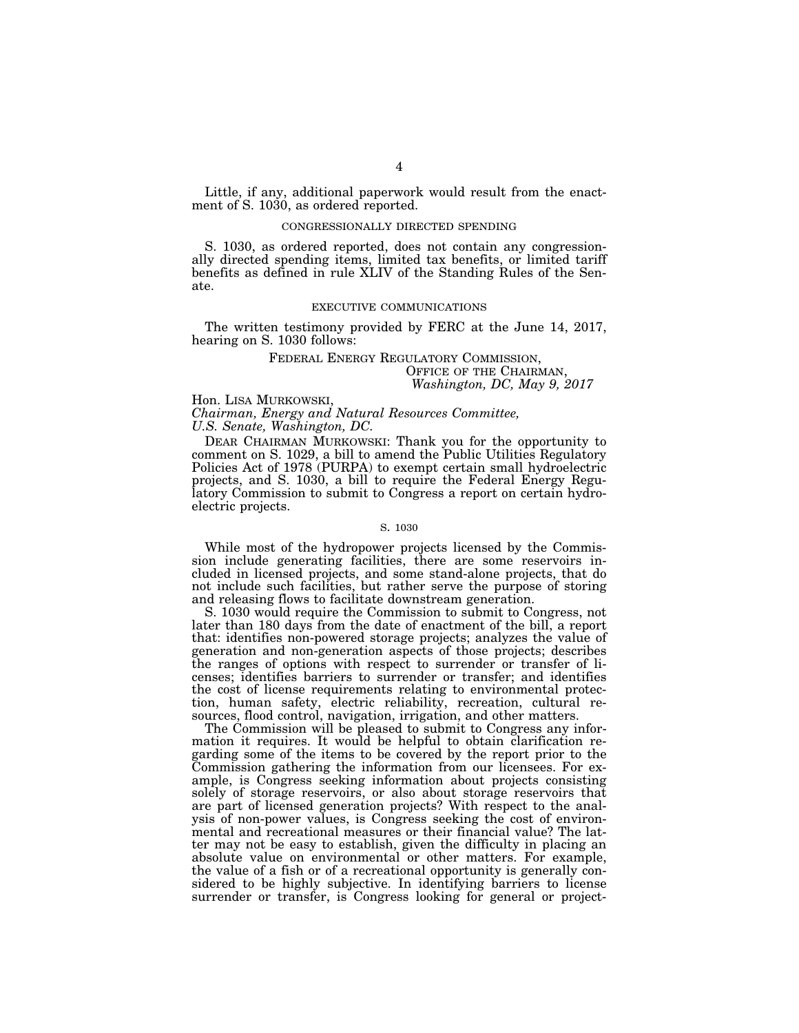Little, if any, additional paperwork would result from the enactment of S. 1030, as ordered reported.

## CONGRESSIONALLY DIRECTED SPENDING

S. 1030, as ordered reported, does not contain any congressionally directed spending items, limited tax benefits, or limited tariff benefits as defined in rule XLIV of the Standing Rules of the Senate.

## EXECUTIVE COMMUNICATIONS

The written testimony provided by FERC at the June 14, 2017, hearing on S. 1030 follows:

FEDERAL ENERGY REGULATORY COMMISSION,
OFFICE OF THE CHAIRMAN,
*Washington, DC, May 9, 2017*

Hon. LISA MURKOWSKI,
*Chairman, Energy and Natural Resources Committee,*
*U.S. Senate, Washington, DC.*

DEAR CHAIRMAN MURKOWSKI: Thank you for the opportunity to comment on S. 1029, a bill to amend the Public Utilities Regulatory Policies Act of 1978 (PURPA) to exempt certain small hydroelectric projects, and S. 1030, a bill to require the Federal Energy Regulatory Commission to submit to Congress a report on certain hydroelectric projects.

### S. 1030

While most of the hydropower projects licensed by the Commission include generating facilities, there are some reservoirs included in licensed projects, and some stand-alone projects, that do not include such facilities, but rather serve the purpose of storing and releasing flows to facilitate downstream generation.

S. 1030 would require the Commission to submit to Congress, not later than 180 days from the date of enactment of the bill, a report that: identifies non-powered storage projects; analyzes the value of generation and non-generation aspects of those projects; describes the ranges of options with respect to surrender or transfer of licenses; identifies barriers to surrender or transfer; and identifies the cost of license requirements relating to environmental protection, human safety, electric reliability, recreation, cultural resources, flood control, navigation, irrigation, and other matters.

The Commission will be pleased to submit to Congress any information it requires. It would be helpful to obtain clarification regarding some of the items to be covered by the report prior to the Commission gathering the information from our licensees. For example, is Congress seeking information about projects consisting solely of storage reservoirs, or also about storage reservoirs that are part of licensed generation projects? With respect to the analysis of non-power values, is Congress seeking the cost of environmental and recreational measures or their financial value? The latter may not be easy to establish, given the difficulty in placing an absolute value on environmental or other matters. For example, the value of a fish or of a recreational opportunity is generally considered to be highly subjective. In identifying barriers to license surrender or transfer, is Congress looking for general or project-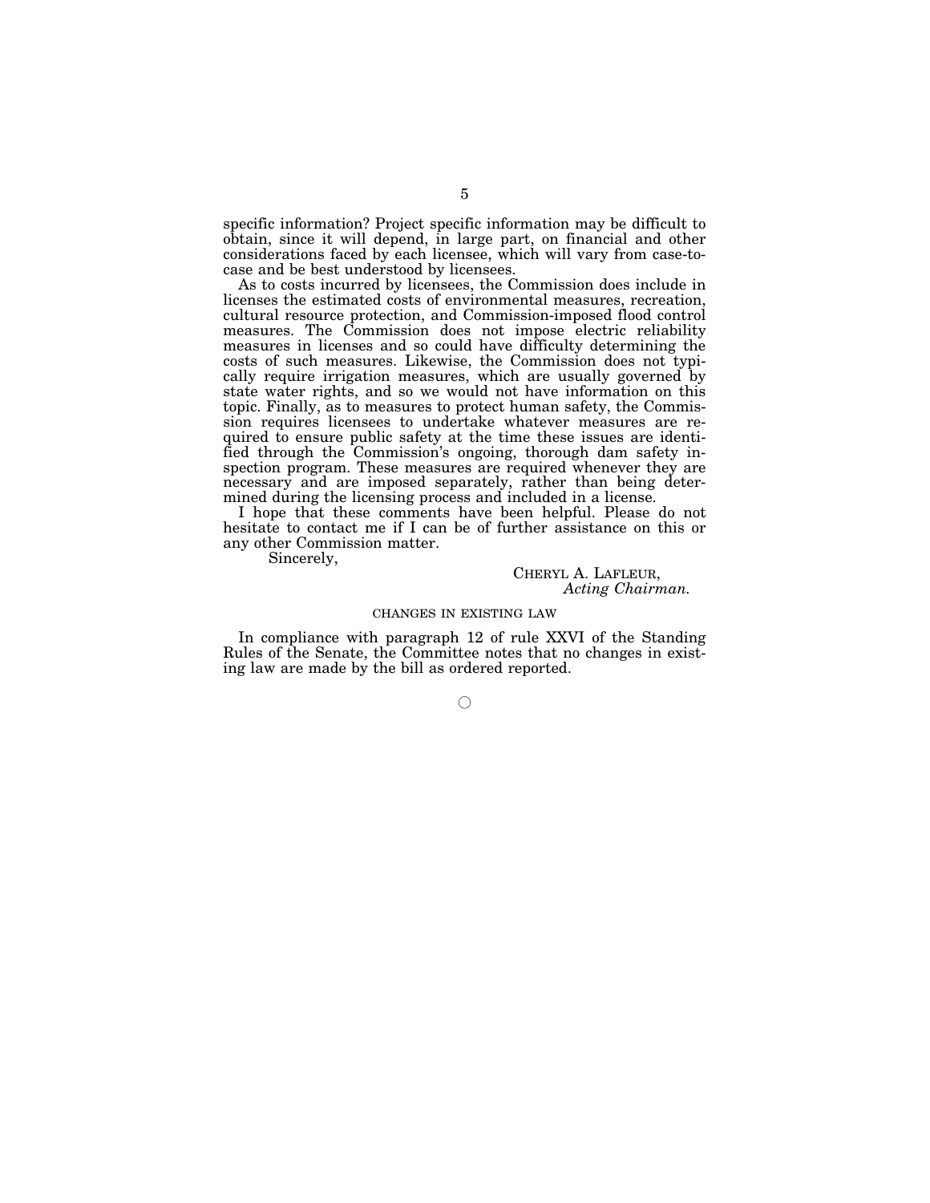specific information? Project specific information may be difficult to obtain, since it will depend, in large part, on financial and other considerations faced by each licensee, which will vary from case-to-case and be best understood by licensees.

As to costs incurred by licensees, the Commission does include in licenses the estimated costs of environmental measures, recreation, cultural resource protection, and Commission-imposed flood control measures. The Commission does not impose electric reliability measures in licenses and so could have difficulty determining the costs of such measures. Likewise, the Commission does not typically require irrigation measures, which are usually governed by state water rights, and so we would not have information on this topic. Finally, as to measures to protect human safety, the Commission requires licensees to undertake whatever measures are required to ensure public safety at the time these issues are identified through the Commission's ongoing, thorough dam safety inspection program. These measures are required whenever they are necessary and are imposed separately, rather than being determined during the licensing process and included in a license.

I hope that these comments have been helpful. Please do not hesitate to contact me if I can be of further assistance on this or any other Commission matter.

Sincerely,

CHERYL A. LAFLEUR,
*Acting Chairman.*

## CHANGES IN EXISTING LAW

In compliance with paragraph 12 of rule XXVI of the Standing Rules of the Senate, the Committee notes that no changes in existing law are made by the bill as ordered reported.